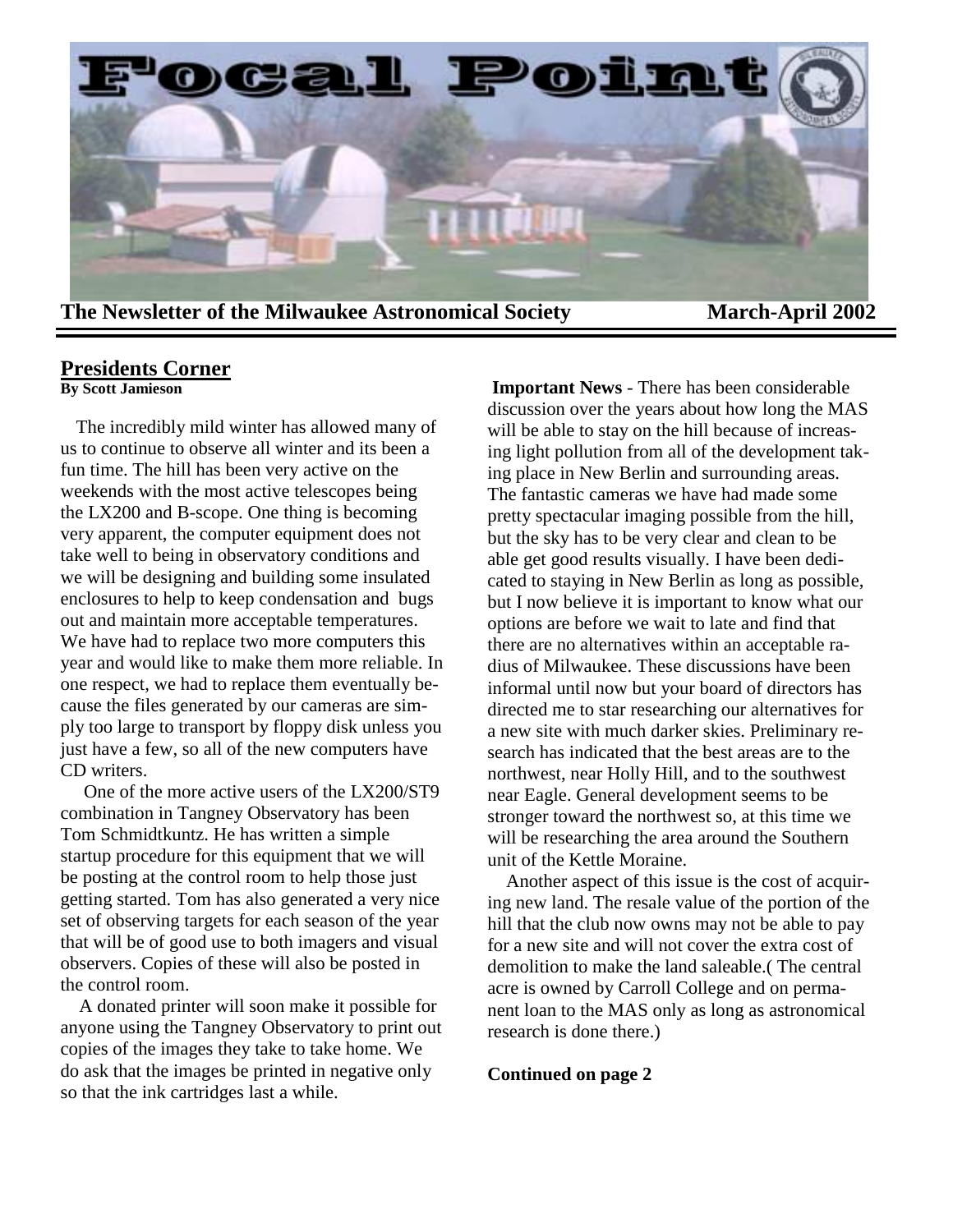# Focal Point

**The Newsletter of the Milwaukee Astronomical Society** **March-April 2002**

## Presidents Corner

**By Scott Jamieson**

The incredibly mild winter has allowed many of us to continue to observe all winter and its been a fun time. The hill has been very active on the weekends with the most active telescopes being the LX200 and B-scope. One thing is becoming very apparent, the computer equipment does not take well to being in observatory conditions and we will be designing and building some insulated enclosures to help to keep condensation and bugs out and maintain more acceptable temperatures. We have had to replace two more computers this year and would like to make them more reliable. In one respect, we had to replace them eventually because the files generated by our cameras are simply too large to transport by floppy disk unless you just have a few, so all of the new computers have CD writers.

One of the more active users of the LX200/ST9 combination in Tangney Observatory has been Tom Schmidtkuntz. He has written a simple startup procedure for this equipment that we will be posting at the control room to help those just getting started. Tom has also generated a very nice set of observing targets for each season of the year that will be of good use to both imagers and visual observers. Copies of these will also be posted in the control room.

A donated printer will soon make it possible for anyone using the Tangney Observatory to print out copies of the images they take to take home. We do ask that the images be printed in negative only so that the ink cartridges last a while.

**Important News** - There has been considerable discussion over the years about how long the MAS will be able to stay on the hill because of increasing light pollution from all of the development taking place in New Berlin and surrounding areas. The fantastic cameras we have had made some pretty spectacular imaging possible from the hill, but the sky has to be very clear and clean to be able get good results visually. I have been dedicated to staying in New Berlin as long as possible, but I now believe it is important to know what our options are before we wait to late and find that there are no alternatives within an acceptable radius of Milwaukee. These discussions have been informal until now but your board of directors has directed me to star researching our alternatives for a new site with much darker skies. Preliminary research has indicated that the best areas are to the northwest, near Holly Hill, and to the southwest near Eagle. General development seems to be stronger toward the northwest so, at this time we will be researching the area around the Southern unit of the Kettle Moraine.

Another aspect of this issue is the cost of acquiring new land. The resale value of the portion of the hill that the club now owns may not be able to pay for a new site and will not cover the extra cost of demolition to make the land saleable.( The central acre is owned by Carroll College and on permanent loan to the MAS only as long as astronomical research is done there.)

**Continued on page 2**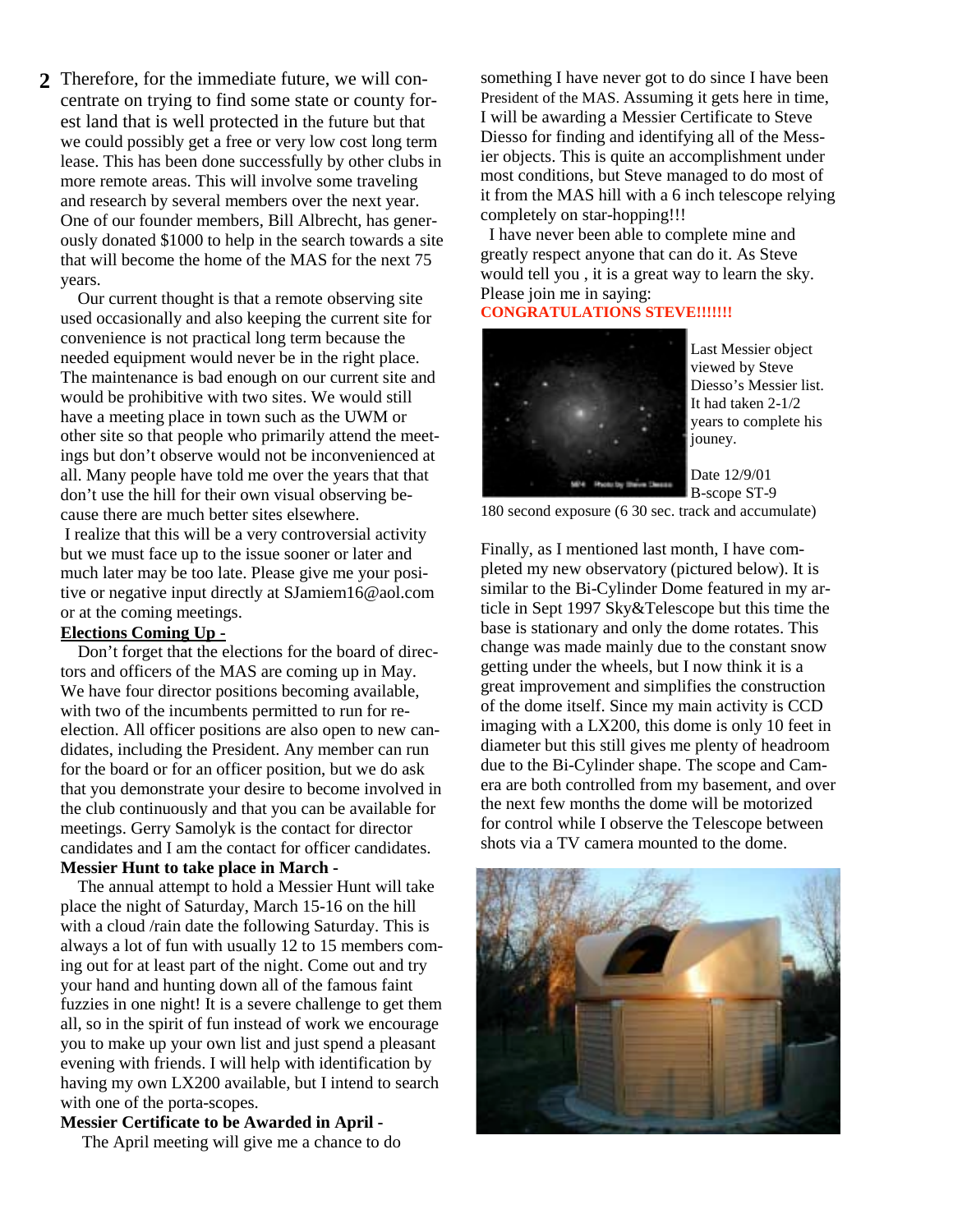Therefore, for the immediate future, we will concentrate on trying to find some state or county forest land that is well protected in the future but that we could possibly get a free or very low cost long term lease. This has been done successfully by other clubs in more remote areas. This will involve some traveling and research by several members over the next year. One of our founder members, Bill Albrecht, has generously donated $1000 to help in the search towards a site that will become the home of the MAS for the next 75 years.

Our current thought is that a remote observing site used occasionally and also keeping the current site for convenience is not practical long term because the needed equipment would never be in the right place. The maintenance is bad enough on our current site and would be prohibitive with two sites. We would still have a meeting place in town such as the UWM or other site so that people who primarily attend the meetings but don't observe would not be inconvenienced at all. Many people have told me over the years that that don't use the hill for their own visual observing because there are much better sites elsewhere.

I realize that this will be a very controversial activity but we must face up to the issue sooner or later and much later may be too late. Please give me your positive or negative input directly at SJamiem16@aol.com or at the coming meetings.

**Elections Coming Up -**

Don't forget that the elections for the board of directors and officers of the MAS are coming up in May. We have four director positions becoming available, with two of the incumbents permitted to run for re-election. All officer positions are also open to new candidates, including the President. Any member can run for the board or for an officer position, but we do ask that you demonstrate your desire to become involved in the club continuously and that you can be available for meetings. Gerry Samolyk is the contact for director candidates and I am the contact for officer candidates.

**Messier Hunt to take place in March -**

The annual attempt to hold a Messier Hunt will take place the night of Saturday, March 15-16 on the hill with a cloud /rain date the following Saturday. This is always a lot of fun with usually 12 to 15 members coming out for at least part of the night. Come out and try your hand and hunting down all of the famous faint fuzzies in one night! It is a severe challenge to get them all, so in the spirit of fun instead of work we encourage you to make up your own list and just spend a pleasant evening with friends. I will help with identification by having my own LX200 available, but I intend to search with one of the porta-scopes.

**Messier Certificate to be Awarded in April -**

The April meeting will give me a chance to do something I have never got to do since I have been President of the MAS. Assuming it gets here in time, I will be awarding a Messier Certificate to Steve Diesso for finding and identifying all of the Messier objects. This is quite an accomplishment under most conditions, but Steve managed to do most of it from the MAS hill with a 6 inch telescope relying completely on star-hopping!!!

I have never been able to complete mine and greatly respect anyone that can do it. As Steve would tell you , it is a great way to learn the sky. Please join me in saying:

**CONGRATULATIONS STEVE!!!!!!!**

Last Messier object viewed by Steve Diesso's Messier list. It had taken 2-1/2 years to complete his jouney.

Date 12/9/01
B-scope ST-9
180 second exposure (6 30 sec. track and accumulate)

Finally, as I mentioned last month, I have completed my new observatory (pictured below). It is similar to the Bi-Cylinder Dome featured in my article in Sept 1997 Sky&Telescope but this time the base is stationary and only the dome rotates. This change was made mainly due to the constant snow getting under the wheels, but I now think it is a great improvement and simplifies the construction of the dome itself. Since my main activity is CCD imaging with a LX200, this dome is only 10 feet in diameter but this still gives me plenty of headroom due to the Bi-Cylinder shape. The scope and Camera are both controlled from my basement, and over the next few months the dome will be motorized for control while I observe the Telescope between shots via a TV camera mounted to the dome.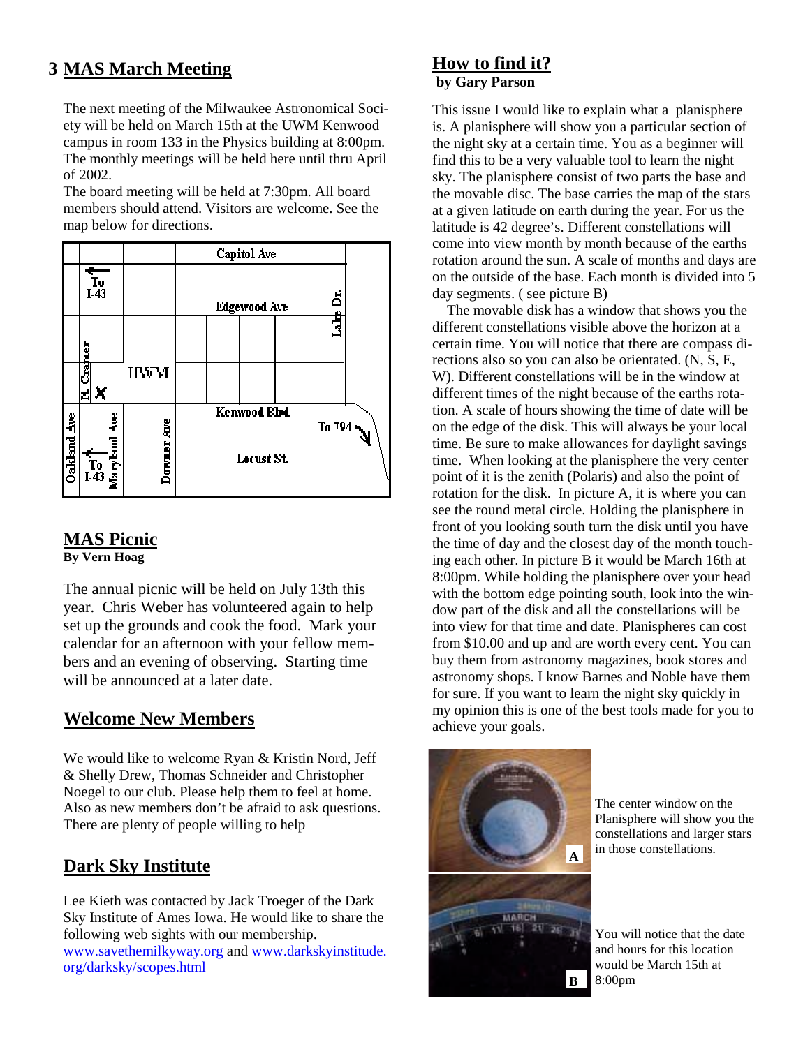## 3 MAS March Meeting

The next meeting of the Milwaukee Astronomical Society will be held on March 15th at the UWM Kenwood campus in room 133 in the Physics building at 8:00pm. The monthly meetings will be held here until thru April of 2002.

The board meeting will be held at 7:30pm. All board members should attend. Visitors are welcome. See the map below for directions.

Capitol Ave

To I-43

Edgewood Ave

Lake Dr.

N. Cramer

UWM

Kenwood Blvd

To 794

Oakland Ave

Maryland Ave

Downer Ave

To I-43

Locust St.

## MAS Picnic

**By Vern Hoag**

The annual picnic will be held on July 13th this year. Chris Weber has volunteered again to help set up the grounds and cook the food. Mark your calendar for an afternoon with your fellow members and an evening of observing. Starting time will be announced at a later date.

## Welcome New Members

We would like to welcome Ryan & Kristin Nord, Jeff & Shelly Drew, Thomas Schneider and Christopher Noegel to our club. Please help them to feel at home. Also as new members don't be afraid to ask questions. There are plenty of people willing to help

## Dark Sky Institute

Lee Kieth was contacted by Jack Troeger of the Dark Sky Institute of Ames Iowa. He would like to share the following web sights with our membership. www.savethemilkyway.org and www.darkskyinstitude.org/darksky/scopes.html

## How to find it?

**by Gary Parson**

This issue I would like to explain what a planisphere is. A planisphere will show you a particular section of the night sky at a certain time. You as a beginner will find this to be a very valuable tool to learn the night sky. The planisphere consist of two parts the base and the movable disc. The base carries the map of the stars at a given latitude on earth during the year. For us the latitude is 42 degree's. Different constellations will come into view month by month because of the earths rotation around the sun. A scale of months and days are on the outside of the base. Each month is divided into 5 day segments. ( see picture B)

The movable disk has a window that shows you the different constellations visible above the horizon at a certain time. You will notice that there are compass directions also so you can also be orientated. (N, S, E, W). Different constellations will be in the window at different times of the night because of the earths rotation. A scale of hours showing the time of date will be on the edge of the disk. This will always be your local time. Be sure to make allowances for daylight savings time. When looking at the planisphere the very center point of it is the zenith (Polaris) and also the point of rotation for the disk. In picture A, it is where you can see the round metal circle. Holding the planisphere in front of you looking south turn the disk until you have the time of day and the closest day of the month touching each other. In picture B it would be March 16th at 8:00pm. While holding the planisphere over your head with the bottom edge pointing south, look into the window part of the disk and all the constellations will be into view for that time and date. Planispheres can cost from $10.00 and up and are worth every cent. You can buy them from astronomy magazines, book stores and astronomy shops. I know Barnes and Noble have them for sure. If you want to learn the night sky quickly in my opinion this is one of the best tools made for you to achieve your goals.

A — The center window on the Planisphere will show you the constellations and larger stars in those constellations.

B — You will notice that the date and hours for this location would be March 15th at 8:00pm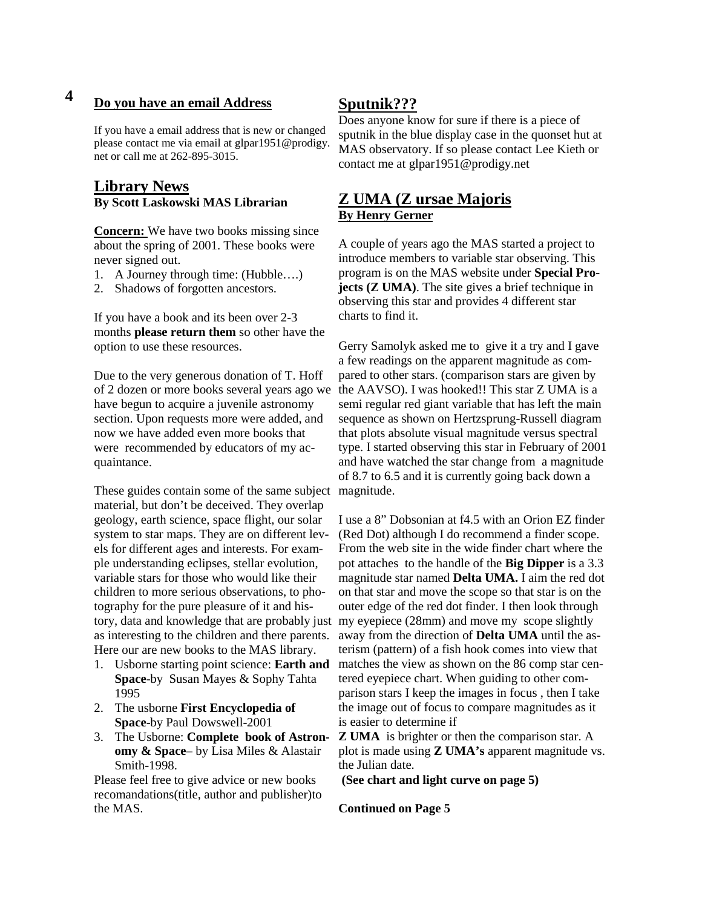## Do you have an email Address

If you have a email address that is new or changed please contact me via email at glpar1951@prodigy.net or call me at 262-895-3015.

## Library News

**By Scott Laskowski MAS Librarian**

**Concern:** We have two books missing since about the spring of 2001. These books were never signed out.

1. A Journey through time: (Hubble….)
2. Shadows of forgotten ancestors.

If you have a book and its been over 2-3 months **please return them** so other have the option to use these resources.

Due to the very generous donation of T. Hoff of 2 dozen or more books several years ago we have begun to acquire a juvenile astronomy section. Upon requests more were added, and now we have added even more books that were recommended by educators of my acquaintance.

These guides contain some of the same subject material, but don't be deceived. They overlap geology, earth science, space flight, our solar system to star maps. They are on different levels for different ages and interests. For example understanding eclipses, stellar evolution, variable stars for those who would like their children to more serious observations, to photography for the pure pleasure of it and history, data and knowledge that are probably just as interesting to the children and there parents. Here our are new books to the MAS library.

1. Usborne starting point science: **Earth and Space**-by Susan Mayes & Sophy Tahta 1995
2. The usborne **First Encyclopedia of Space**-by Paul Dowswell-2001
3. The Usborne: **Complete book of Astronomy & Space**– by Lisa Miles & Alastair Smith-1998.

Please feel free to give advice or new books recomandations(title, author and publisher)to the MAS.

## Sputnik???

Does anyone know for sure if there is a piece of sputnik in the blue display case in the quonset hut at MAS observatory. If so please contact Lee Kieth or contact me at glpar1951@prodigy.net

## Z UMA (Z ursae Majoris

**By Henry Gerner**

A couple of years ago the MAS started a project to introduce members to variable star observing. This program is on the MAS website under **Special Projects (Z UMA)**. The site gives a brief technique in observing this star and provides 4 different star charts to find it.

Gerry Samolyk asked me to give it a try and I gave a few readings on the apparent magnitude as compared to other stars. (comparison stars are given by the AAVSO). I was hooked!! This star Z UMA is a semi regular red giant variable that has left the main sequence as shown on Hertzsprung-Russell diagram that plots absolute visual magnitude versus spectral type. I started observing this star in February of 2001 and have watched the star change from a magnitude of 8.7 to 6.5 and it is currently going back down a magnitude.

I use a 8" Dobsonian at f4.5 with an Orion EZ finder (Red Dot) although I do recommend a finder scope. From the web site in the wide finder chart where the pot attaches to the handle of the **Big Dipper** is a 3.3 magnitude star named **Delta UMA.** I aim the red dot on that star and move the scope so that star is on the outer edge of the red dot finder. I then look through my eyepiece (28mm) and move my scope slightly away from the direction of **Delta UMA** until the asterism (pattern) of a fish hook comes into view that matches the view as shown on the 86 comp star centered eyepiece chart. When guiding to other comparison stars I keep the images in focus , then I take the image out of focus to compare magnitudes as it is easier to determine if **Z UMA** is brighter or then the comparison star. A plot is made using **Z UMA's** apparent magnitude vs. the Julian date.

**(See chart and light curve on page 5)**

**Continued on Page 5**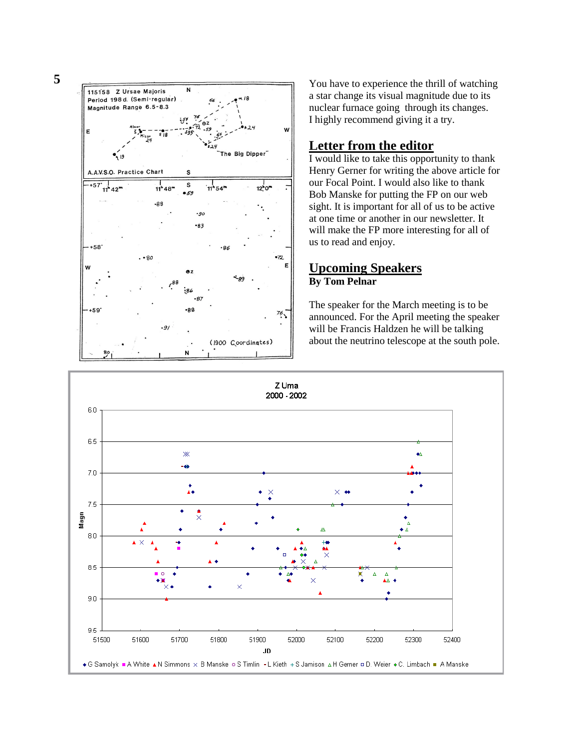You have to experience the thrill of watching a star change its visual magnitude due to its nuclear furnace going through its changes. I highly recommend giving it a try.

## Letter from the editor

I would like to take this opportunity to thank Henry Gerner for writing the above article for our Focal Point. I would also like to thank Bob Manske for putting the FP on our web sight. It is important for all of us to be active at one time or another in our newsletter. It will make the FP more interesting for all of us to read and enjoy.

## Upcoming Speakers

**By Tom Pelnar**

The speaker for the March meeting is to be announced. For the April meeting the speaker will be Francis Haldzen he will be talking about the neutrino telescope at the south pole.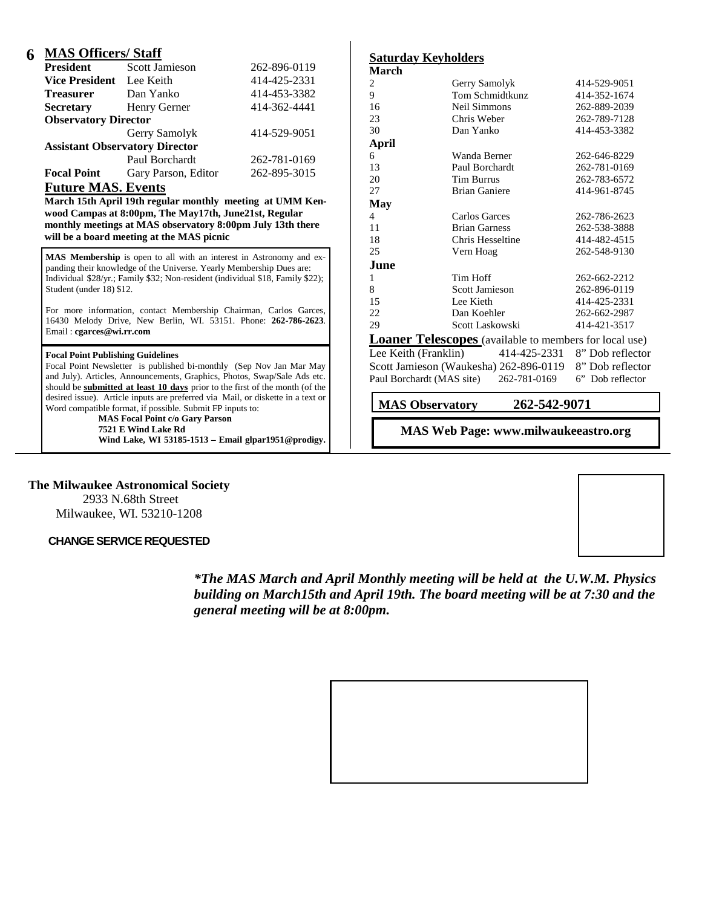## MAS Officers/ Staff

| | | |
|---|---|---|
| **President** | Scott Jamieson | 262-896-0119 |
| **Vice President** | Lee Keith | 414-425-2331 |
| **Treasurer** | Dan Yanko | 414-453-3382 |
| **Secretary** | Henry Gerner | 414-362-4441 |
| **Observatory Director** | | |
| | Gerry Samolyk | 414-529-9051 |
| **Assistant Observatory Director** | | |
| | Paul Borchardt | 262-781-0169 |
| **Focal Point** | Gary Parson, Editor | 262-895-3015 |

## Future MAS. Events

**March 15th April 19th regular monthly meeting at UMM Kenwood Campas at 8:00pm, The May17th, June21st, Regular monthly meetings at MAS observatory 8:00pm July 13th there will be a board meeting at the MAS picnic**

**MAS Membership** is open to all with an interest in Astronomy and expanding their knowledge of the Universe. Yearly Membership Dues are: Individual $28/yr.; Family $32; Non-resident (individual $18, Family $22); Student (under 18) $12.

For more information, contact Membership Chairman, Carlos Garces, 16430 Melody Drive, New Berlin, WI. 53151. Phone: **262-786-2623**. Email : **cgarces@wi.rr.com**

**Focal Point Publishing Guidelines**

Focal Point Newsletter is published bi-monthly (Sep Nov Jan Mar May and July). Articles, Announcements, Graphics, Photos, Swap/Sale Ads etc. should be **submitted at least 10 days** prior to the first of the month (of the desired issue). Article inputs are preferred via Mail, or diskette in a text or Word compatible format, if possible. Submit FP inputs to:

**MAS Focal Point c/o Gary Parson**
**7521 E Wind Lake Rd**
**Wind Lake, WI 53185-1513 – Email glpar1951@prodigy.**

## Saturday Keyholders

| | | |
|---|---|---|
| **March** | | |
| 2 | Gerry Samolyk | 414-529-9051 |
| 9 | Tom Schmidtkunz | 414-352-1674 |
| 16 | Neil Simmons | 262-889-2039 |
| 23 | Chris Weber | 262-789-7128 |
| 30 | Dan Yanko | 414-453-3382 |
| **April** | | |
| 6 | Wanda Berner | 262-646-8229 |
| 13 | Paul Borchardt | 262-781-0169 |
| 20 | Tim Burrus | 262-783-6572 |
| 27 | Brian Ganiere | 414-961-8745 |
| **May** | | |
| 4 | Carlos Garces | 262-786-2623 |
| 11 | Brian Garness | 262-538-3888 |
| 18 | Chris Hesseltine | 414-482-4515 |
| 25 | Vern Hoag | 262-548-9130 |
| **June** | | |
| 1 | Tim Hoff | 262-662-2212 |
| 8 | Scott Jamieson | 262-896-0119 |
| 15 | Lee Kieth | 414-425-2331 |
| 22 | Dan Koehler | 262-662-2987 |
| 29 | Scott Laskowski | 414-421-3517 |

**Loaner Telescopes** (available to members for local use)

| | | |
|---|---|---|
| Lee Keith (Franklin) | 414-425-2331 | 8" Dob reflector |
| Scott Jamieson (Waukesha) | 262-896-0119 | 8" Dob reflector |
| Paul Borchardt (MAS site) | 262-781-0169 | 6" Dob reflector |

**MAS Observatory 262-542-9071**

**MAS Web Page: www.milwaukeeastro.org**

**The Milwaukee Astronomical Society**
2933 N.68th Street
Milwaukee, WI. 53210-1208

**CHANGE SERVICE REQUESTED**

***The MAS March and April Monthly meeting will be held at the U.W.M. Physics building on March15th and April 19th. The board meeting will be at 7:30 and the general meeting will be at 8:00pm.***